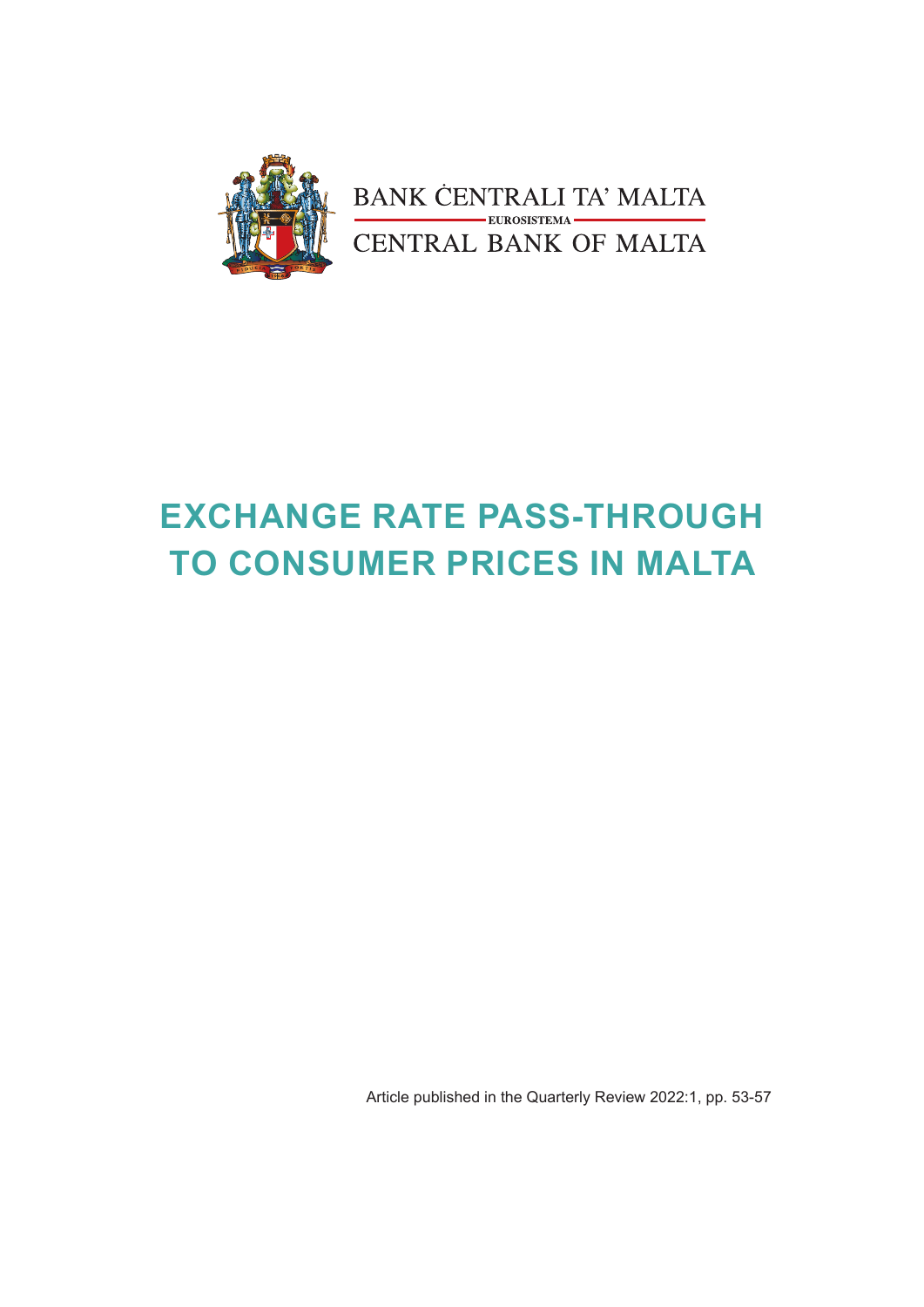BANK ĊENTRALI TA' MALTA

EUROSISTEMA

CENTRAL BANK OF MALTA

# EXCHANGE RATE PASS-THROUGH TO CONSUMER PRICES IN MALTA

Article published in the Quarterly Review 2022:1, pp. 53-57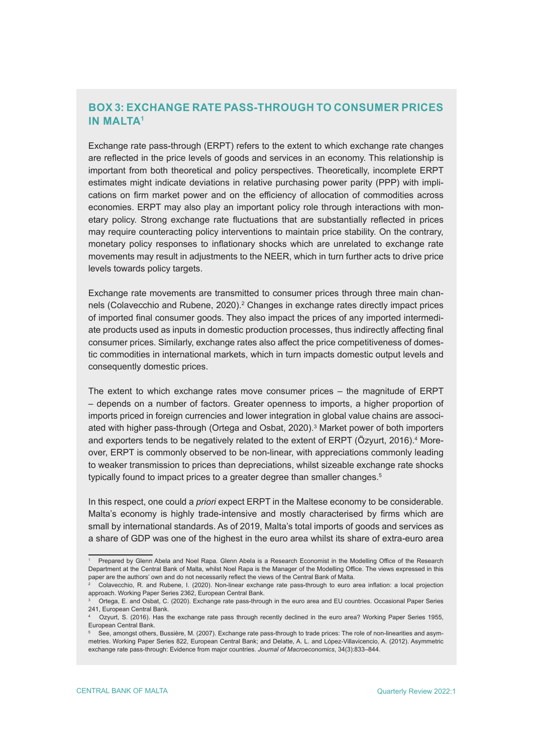## BOX 3: EXCHANGE RATE PASS-THROUGH TO CONSUMER PRICES IN MALTA[1]

Exchange rate pass-through (ERPT) refers to the extent to which exchange rate changes are reflected in the price levels of goods and services in an economy. This relationship is important from both theoretical and policy perspectives. Theoretically, incomplete ERPT estimates might indicate deviations in relative purchasing power parity (PPP) with implications on firm market power and on the efficiency of allocation of commodities across economies. ERPT may also play an important policy role through interactions with monetary policy. Strong exchange rate fluctuations that are substantially reflected in prices may require counteracting policy interventions to maintain price stability. On the contrary, monetary policy responses to inflationary shocks which are unrelated to exchange rate movements may result in adjustments to the NEER, which in turn further acts to drive price levels towards policy targets.

Exchange rate movements are transmitted to consumer prices through three main channels (Colavecchio and Rubene, 2020).[2] Changes in exchange rates directly impact prices of imported final consumer goods. They also impact the prices of any imported intermediate products used as inputs in domestic production processes, thus indirectly affecting final consumer prices. Similarly, exchange rates also affect the price competitiveness of domestic commodities in international markets, which in turn impacts domestic output levels and consequently domestic prices.

The extent to which exchange rates move consumer prices – the magnitude of ERPT – depends on a number of factors. Greater openness to imports, a higher proportion of imports priced in foreign currencies and lower integration in global value chains are associated with higher pass-through (Ortega and Osbat, 2020).[3] Market power of both importers and exporters tends to be negatively related to the extent of ERPT (Özyurt, 2016).[4] Moreover, ERPT is commonly observed to be non-linear, with appreciations commonly leading to weaker transmission to prices than depreciations, whilst sizeable exchange rate shocks typically found to impact prices to a greater degree than smaller changes.[5]

In this respect, one could a *priori* expect ERPT in the Maltese economy to be considerable. Malta's economy is highly trade-intensive and mostly characterised by firms which are small by international standards. As of 2019, Malta's total imports of goods and services as a share of GDP was one of the highest in the euro area whilst its share of extra-euro area

---

[1] Prepared by Glenn Abela and Noel Rapa. Glenn Abela is a Research Economist in the Modelling Office of the Research Department at the Central Bank of Malta, whilst Noel Rapa is the Manager of the Modelling Office. The views expressed in this paper are the authors' own and do not necessarily reflect the views of the Central Bank of Malta.

[2] Colavecchio, R. and Rubene, I. (2020). Non-linear exchange rate pass-through to euro area inflation: a local projection approach. Working Paper Series 2362, European Central Bank.

[3] Ortega, E. and Osbat, C. (2020). Exchange rate pass-through in the euro area and EU countries. Occasional Paper Series 241, European Central Bank.

[4] Ozyurt, S. (2016). Has the exchange rate pass through recently declined in the euro area? Working Paper Series 1955, European Central Bank.

[5] See, amongst others, Bussière, M. (2007). Exchange rate pass-through to trade prices: The role of non-linearities and asymmetries. Working Paper Series 822, European Central Bank; and Delatte, A. L. and López-Villavicencio, A. (2012). Asymmetric exchange rate pass-through: Evidence from major countries. *Journal of Macroeconomics*, 34(3):833–844.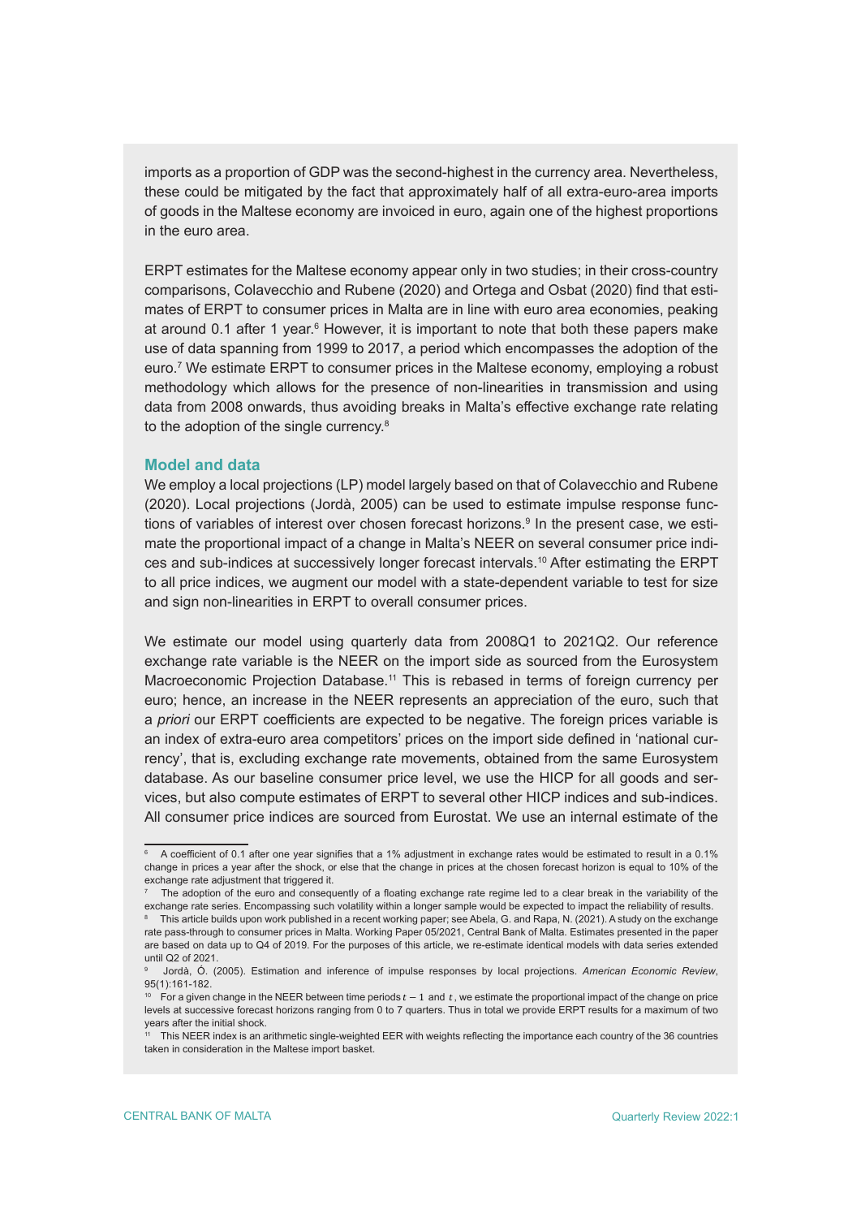imports as a proportion of GDP was the second-highest in the currency area. Nevertheless, these could be mitigated by the fact that approximately half of all extra-euro-area imports of goods in the Maltese economy are invoiced in euro, again one of the highest proportions in the euro area.

ERPT estimates for the Maltese economy appear only in two studies; in their cross-country comparisons, Colavecchio and Rubene (2020) and Ortega and Osbat (2020) find that estimates of ERPT to consumer prices in Malta are in line with euro area economies, peaking at around 0.1 after 1 year.[6] However, it is important to note that both these papers make use of data spanning from 1999 to 2017, a period which encompasses the adoption of the euro.[7] We estimate ERPT to consumer prices in the Maltese economy, employing a robust methodology which allows for the presence of non-linearities in transmission and using data from 2008 onwards, thus avoiding breaks in Malta's effective exchange rate relating to the adoption of the single currency.[8]

### Model and data

We employ a local projections (LP) model largely based on that of Colavecchio and Rubene (2020). Local projections (Jordà, 2005) can be used to estimate impulse response functions of variables of interest over chosen forecast horizons.[9] In the present case, we estimate the proportional impact of a change in Malta's NEER on several consumer price indices and sub-indices at successively longer forecast intervals.[10] After estimating the ERPT to all price indices, we augment our model with a state-dependent variable to test for size and sign non-linearities in ERPT to overall consumer prices.

We estimate our model using quarterly data from 2008Q1 to 2021Q2. Our reference exchange rate variable is the NEER on the import side as sourced from the Eurosystem Macroeconomic Projection Database.[11] This is rebased in terms of foreign currency per euro; hence, an increase in the NEER represents an appreciation of the euro, such that *a priori* our ERPT coefficients are expected to be negative. The foreign prices variable is an index of extra-euro area competitors' prices on the import side defined in 'national currency', that is, excluding exchange rate movements, obtained from the same Eurosystem database. As our baseline consumer price level, we use the HICP for all goods and services, but also compute estimates of ERPT to several other HICP indices and sub-indices. All consumer price indices are sourced from Eurostat. We use an internal estimate of the

---

[6] A coefficient of 0.1 after one year signifies that a 1% adjustment in exchange rates would be estimated to result in a 0.1% change in prices a year after the shock, or else that the change in prices at the chosen forecast horizon is equal to 10% of the exchange rate adjustment that triggered it.

[7] The adoption of the euro and consequently of a floating exchange rate regime led to a clear break in the variability of the exchange rate series. Encompassing such volatility within a longer sample would be expected to impact the reliability of results.

[8] This article builds upon work published in a recent working paper; see Abela, G. and Rapa, N. (2021). A study on the exchange rate pass-through to consumer prices in Malta. Working Paper 05/2021, Central Bank of Malta. Estimates presented in the paper are based on data up to Q4 of 2019. For the purposes of this article, we re-estimate identical models with data series extended until Q2 of 2021.

[9] Jordà, Ó. (2005). Estimation and inference of impulse responses by local projections. *American Economic Review*, 95(1):161-182.

[10] For a given change in the NEER between time periods $t-1$ and $t$, we estimate the proportional impact of the change on price levels at successive forecast horizons ranging from 0 to 7 quarters. Thus in total we provide ERPT results for a maximum of two years after the initial shock.

[11] This NEER index is an arithmetic single-weighted EER with weights reflecting the importance each country of the 36 countries taken in consideration in the Maltese import basket.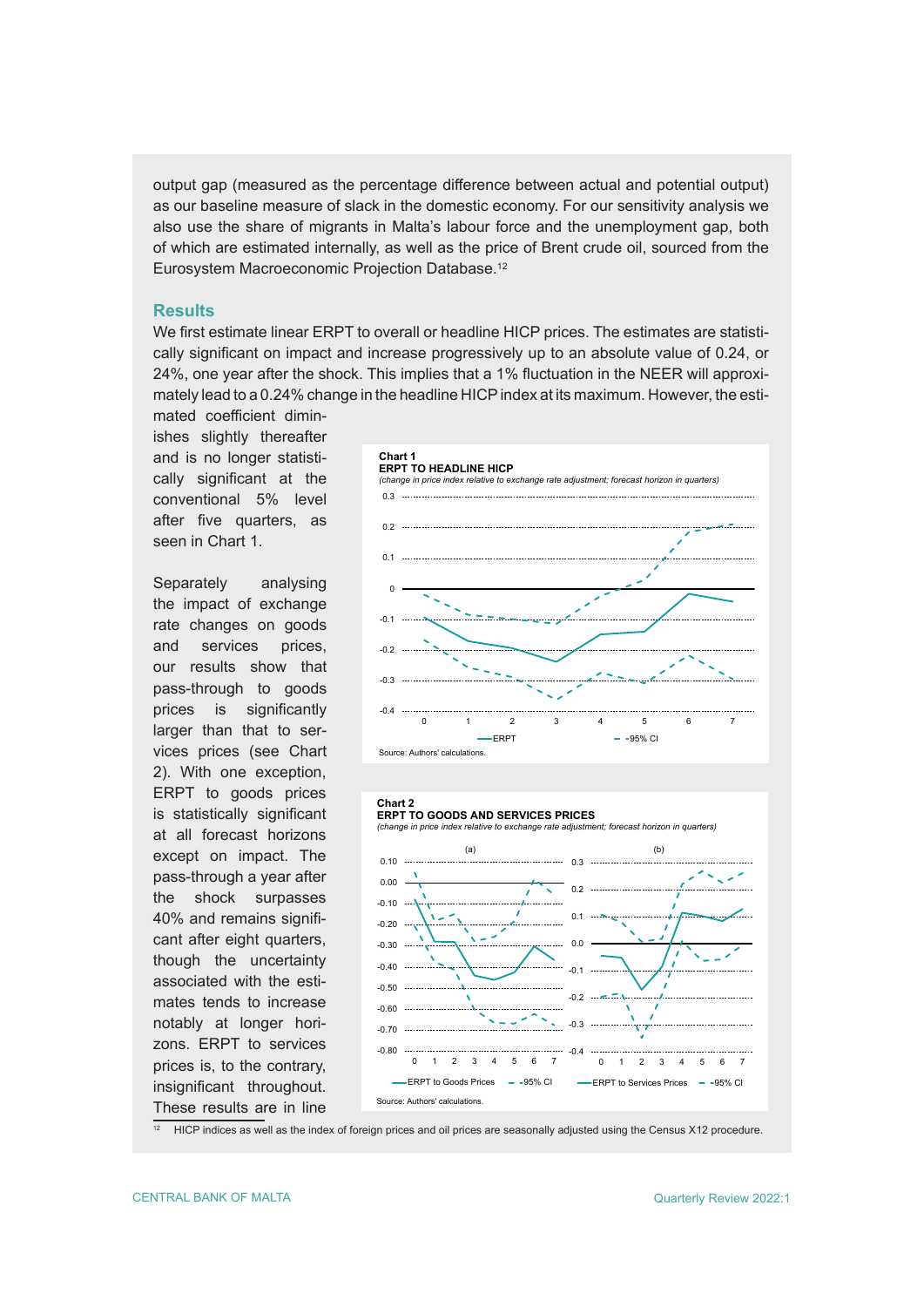output gap (measured as the percentage difference between actual and potential output) as our baseline measure of slack in the domestic economy. For our sensitivity analysis we also use the share of migrants in Malta's labour force and the unemployment gap, both of which are estimated internally, as well as the price of Brent crude oil, sourced from the Eurosystem Macroeconomic Projection Database.[12]

## Results

We first estimate linear ERPT to overall or headline HICP prices. The estimates are statistically significant on impact and increase progressively up to an absolute value of 0.24, or 24%, one year after the shock. This implies that a 1% fluctuation in the NEER will approximately lead to a 0.24% change in the headline HICP index at its maximum. However, the estimated coefficient diminishes slightly thereafter and is no longer statistically significant at the conventional 5% level after five quarters, as seen in Chart 1.

**Chart 1**
**ERPT TO HEADLINE HICP**
*(change in price index relative to exchange rate adjustment; forecast horizon in quarters)*

Source: Authors' calculations.

Separately analysing the impact of exchange rate changes on goods and services prices, our results show that pass-through to goods prices is significantly larger than that to services prices (see Chart 2). With one exception, ERPT to goods prices is statistically significant at all forecast horizons except on impact. The pass-through a year after the shock surpasses 40% and remains significant after eight quarters, though the uncertainty associated with the estimates tends to increase notably at longer horizons. ERPT to services prices is, to the contrary, insignificant throughout. These results are in line

**Chart 2**
**ERPT TO GOODS AND SERVICES PRICES**
*(change in price index relative to exchange rate adjustment; forecast horizon in quarters)*

Source: Authors' calculations.

[12] HICP indices as well as the index of foreign prices and oil prices are seasonally adjusted using the Census X12 procedure.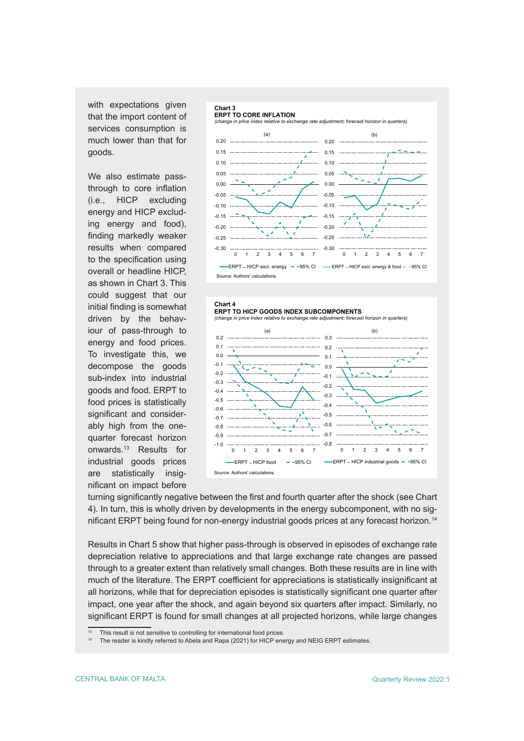with expectations given that the import content of services consumption is much lower than that for goods.

We also estimate pass-through to core inflation (i.e., HICP excluding energy and HICP excluding energy and food), finding markedly weaker results when compared to the specification using overall or headline HICP, as shown in Chart 3. This could suggest that our initial finding is somewhat driven by the behaviour of pass-through to energy and food prices. To investigate this, we decompose the goods sub-index into industrial goods and food. ERPT to food prices is statistically significant and considerably high from the one-quarter forecast horizon onwards.[13] Results for industrial goods prices are statistically insignificant on impact before turning significantly negative between the first and fourth quarter after the shock (see Chart 4). In turn, this is wholly driven by developments in the energy subcomponent, with no significant ERPT being found for non-energy industrial goods prices at any forecast horizon.[14]

**Chart 3**
**ERPT TO CORE INFLATION**
*(change in price index relative to exchange rate adjustment; forecast horizon in quarters)*

(a) ERPT – HICP excl. energy; 95% CI
(b) ERPT – HICP excl. energy & food; 95% CI

Source: Authors' calculations.

**Chart 4**
**ERPT TO HICP GOODS INDEX SUBCOMPONENTS**
*(change in price index relative to exchange rate adjustment; forecast horizon in quarters)*

(a) ERPT – HICP food; 95% CI
(b) ERPT – HICP industrial goods; 95% CI

Source: Authors' calculations.

Results in Chart 5 show that higher pass-through is observed in episodes of exchange rate depreciation relative to appreciations and that large exchange rate changes are passed through to a greater extent than relatively small changes. Both these results are in line with much of the literature. The ERPT coefficient for appreciations is statistically insignificant at all horizons, while that for depreciation episodes is statistically significant one quarter after impact, one year after the shock, and again beyond six quarters after impact. Similarly, no significant ERPT is found for small changes at all projected horizons, while large changes

---

[13] This result is not sensitive to controlling for international food prices.

[14] The reader is kindly referred to Abela and Rapa (2021) for HICP energy and NEIG ERPT estimates.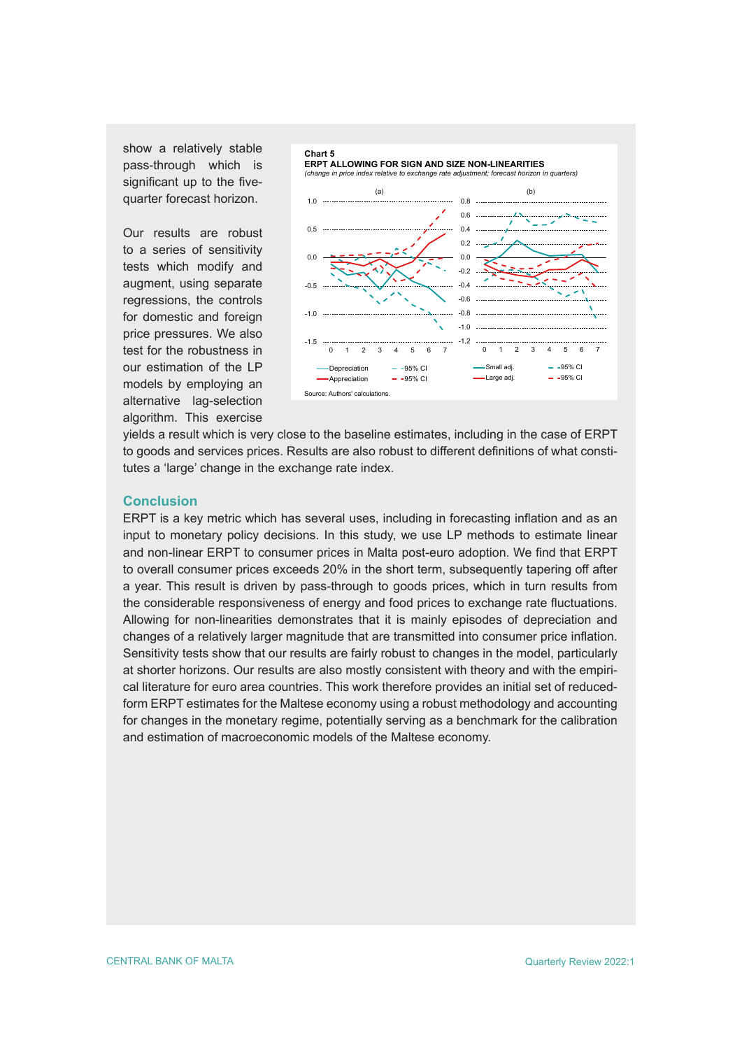show a relatively stable pass-through which is significant up to the five-quarter forecast horizon.

Our results are robust to a series of sensitivity tests which modify and augment, using separate regressions, the controls for domestic and foreign price pressures. We also test for the robustness in our estimation of the LP models by employing an alternative lag-selection algorithm. This exercise yields a result which is very close to the baseline estimates, including in the case of ERPT to goods and services prices. Results are also robust to different definitions of what constitutes a 'large' change in the exchange rate index.

**Chart 5**
**ERPT ALLOWING FOR SIGN AND SIZE NON-LINEARITIES**
*(change in price index relative to exchange rate adjustment; forecast horizon in quarters)*

(a)

1.0
0.5
0.0
-0.5
-1.0
-1.5

0 1 2 3 4 5 6 7

Depreciation
-95% CI
Appreciation
-95% CI

(b)

0.8
0.6
0.4
0.2
0.0
-0.2
-0.4
-0.6
-0.8
-1.0
-1.2

0 1 2 3 4 5 6 7

Small adj.
-95% CI
Large adj.
-95% CI

Source: Authors' calculations.

## Conclusion

ERPT is a key metric which has several uses, including in forecasting inflation and as an input to monetary policy decisions. In this study, we use LP methods to estimate linear and non-linear ERPT to consumer prices in Malta post-euro adoption. We find that ERPT to overall consumer prices exceeds 20% in the short term, subsequently tapering off after a year. This result is driven by pass-through to goods prices, which in turn results from the considerable responsiveness of energy and food prices to exchange rate fluctuations. Allowing for non-linearities demonstrates that it is mainly episodes of depreciation and changes of a relatively larger magnitude that are transmitted into consumer price inflation. Sensitivity tests show that our results are fairly robust to changes in the model, particularly at shorter horizons. Our results are also mostly consistent with theory and with the empirical literature for euro area countries. This work therefore provides an initial set of reduced-form ERPT estimates for the Maltese economy using a robust methodology and accounting for changes in the monetary regime, potentially serving as a benchmark for the calibration and estimation of macroeconomic models of the Maltese economy.